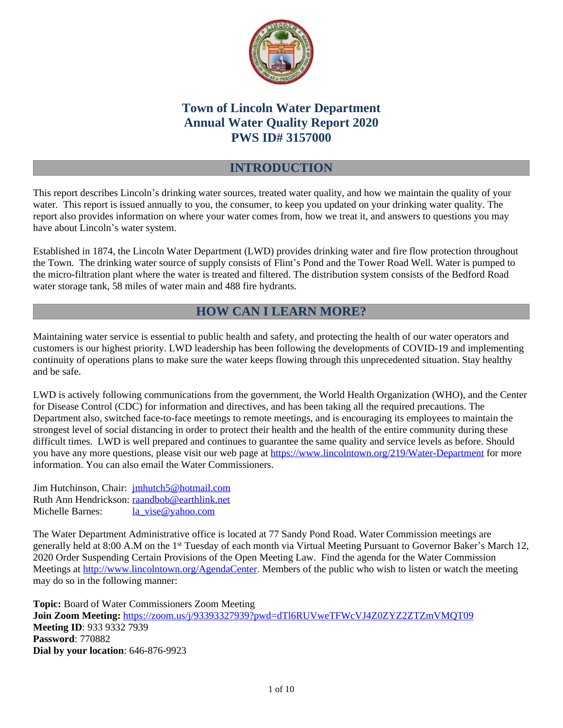# Town of Lincoln Water Department
# Annual Water Quality Report 2020
# PWS ID# 3157000

## INTRODUCTION

This report describes Lincoln's drinking water sources, treated water quality, and how we maintain the quality of your water. This report is issued annually to you, the consumer, to keep you updated on your drinking water quality. The report also provides information on where your water comes from, how we treat it, and answers to questions you may have about Lincoln's water system.

Established in 1874, the Lincoln Water Department (LWD) provides drinking water and fire flow protection throughout the Town. The drinking water source of supply consists of Flint's Pond and the Tower Road Well. Water is pumped to the micro-filtration plant where the water is treated and filtered. The distribution system consists of the Bedford Road water storage tank, 58 miles of water main and 488 fire hydrants.

## HOW CAN I LEARN MORE?

Maintaining water service is essential to public health and safety, and protecting the health of our water operators and customers is our highest priority. LWD leadership has been following the developments of COVID-19 and implementing continuity of operations plans to make sure the water keeps flowing through this unprecedented situation. Stay healthy and be safe.

LWD is actively following communications from the government, the World Health Organization (WHO), and the Center for Disease Control (CDC) for information and directives, and has been taking all the required precautions. The Department also, switched face-to-face meetings to remote meetings, and is encouraging its employees to maintain the strongest level of social distancing in order to protect their health and the health of the entire community during these difficult times. LWD is well prepared and continues to guarantee the same quality and service levels as before. Should you have any more questions, please visit our web page at https://www.lincolntown.org/219/Water-Department for more information. You can also email the Water Commissioners.

Jim Hutchinson, Chair: jmhutch5@hotmail.com
Ruth Ann Hendrickson: raandbob@earthlink.net
Michelle Barnes: la_vise@yahoo.com

The Water Department Administrative office is located at 77 Sandy Pond Road. Water Commission meetings are generally held at 8:00 A.M on the 1st Tuesday of each month via Virtual Meeting Pursuant to Governor Baker's March 12, 2020 Order Suspending Certain Provisions of the Open Meeting Law. Find the agenda for the Water Commission Meetings at http://www.lincolntown.org/AgendaCenter. Members of the public who wish to listen or watch the meeting may do so in the following manner:

**Topic:** Board of Water Commissioners Zoom Meeting
**Join Zoom Meeting:** https://zoom.us/j/93393327939?pwd=dTl6RUVweTFWcVJ4Z0ZYZ2ZTZmVMQT09
**Meeting ID**: 933 9332 7939
**Password**: 770882
**Dial by your location**: 646-876-9923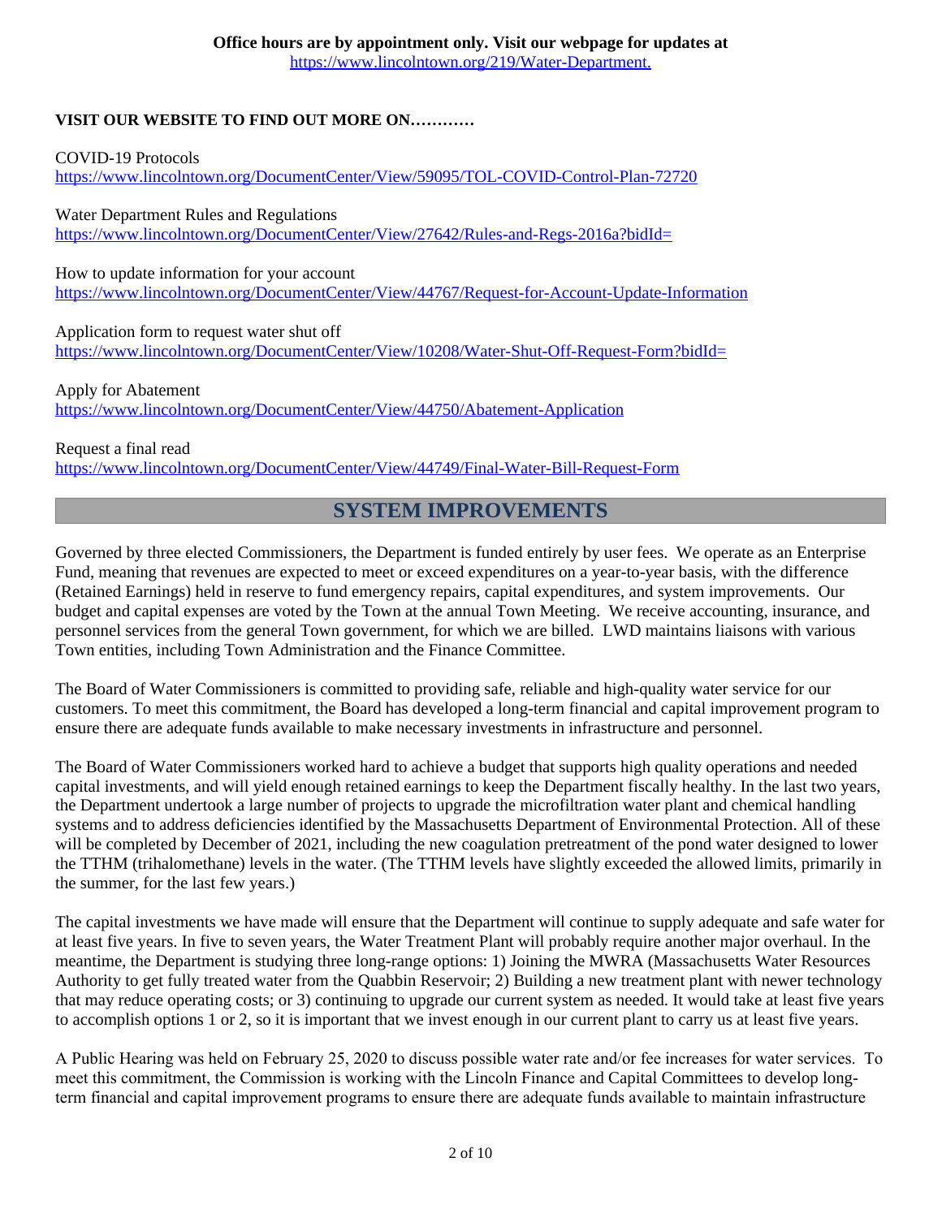**Office hours are by appointment only. Visit our webpage for updates at** https://www.lincolntown.org/219/Water-Department.

**VISIT OUR WEBSITE TO FIND OUT MORE ON…………**

COVID-19 Protocols
https://www.lincolntown.org/DocumentCenter/View/59095/TOL-COVID-Control-Plan-72720

Water Department Rules and Regulations
https://www.lincolntown.org/DocumentCenter/View/27642/Rules-and-Regs-2016a?bidId=

How to update information for your account
https://www.lincolntown.org/DocumentCenter/View/44767/Request-for-Account-Update-Information

Application form to request water shut off
https://www.lincolntown.org/DocumentCenter/View/10208/Water-Shut-Off-Request-Form?bidId=

Apply for Abatement
https://www.lincolntown.org/DocumentCenter/View/44750/Abatement-Application

Request a final read
https://www.lincolntown.org/DocumentCenter/View/44749/Final-Water-Bill-Request-Form

## SYSTEM IMPROVEMENTS

Governed by three elected Commissioners, the Department is funded entirely by user fees. We operate as an Enterprise Fund, meaning that revenues are expected to meet or exceed expenditures on a year-to-year basis, with the difference (Retained Earnings) held in reserve to fund emergency repairs, capital expenditures, and system improvements. Our budget and capital expenses are voted by the Town at the annual Town Meeting. We receive accounting, insurance, and personnel services from the general Town government, for which we are billed. LWD maintains liaisons with various Town entities, including Town Administration and the Finance Committee.

The Board of Water Commissioners is committed to providing safe, reliable and high-quality water service for our customers. To meet this commitment, the Board has developed a long-term financial and capital improvement program to ensure there are adequate funds available to make necessary investments in infrastructure and personnel.

The Board of Water Commissioners worked hard to achieve a budget that supports high quality operations and needed capital investments, and will yield enough retained earnings to keep the Department fiscally healthy. In the last two years, the Department undertook a large number of projects to upgrade the microfiltration water plant and chemical handling systems and to address deficiencies identified by the Massachusetts Department of Environmental Protection. All of these will be completed by December of 2021, including the new coagulation pretreatment of the pond water designed to lower the TTHM (trihalomethane) levels in the water. (The TTHM levels have slightly exceeded the allowed limits, primarily in the summer, for the last few years.)

The capital investments we have made will ensure that the Department will continue to supply adequate and safe water for at least five years. In five to seven years, the Water Treatment Plant will probably require another major overhaul. In the meantime, the Department is studying three long-range options: 1) Joining the MWRA (Massachusetts Water Resources Authority to get fully treated water from the Quabbin Reservoir; 2) Building a new treatment plant with newer technology that may reduce operating costs; or 3) continuing to upgrade our current system as needed. It would take at least five years to accomplish options 1 or 2, so it is important that we invest enough in our current plant to carry us at least five years.

A Public Hearing was held on February 25, 2020 to discuss possible water rate and/or fee increases for water services. To meet this commitment, the Commission is working with the Lincoln Finance and Capital Committees to develop long-term financial and capital improvement programs to ensure there are adequate funds available to maintain infrastructure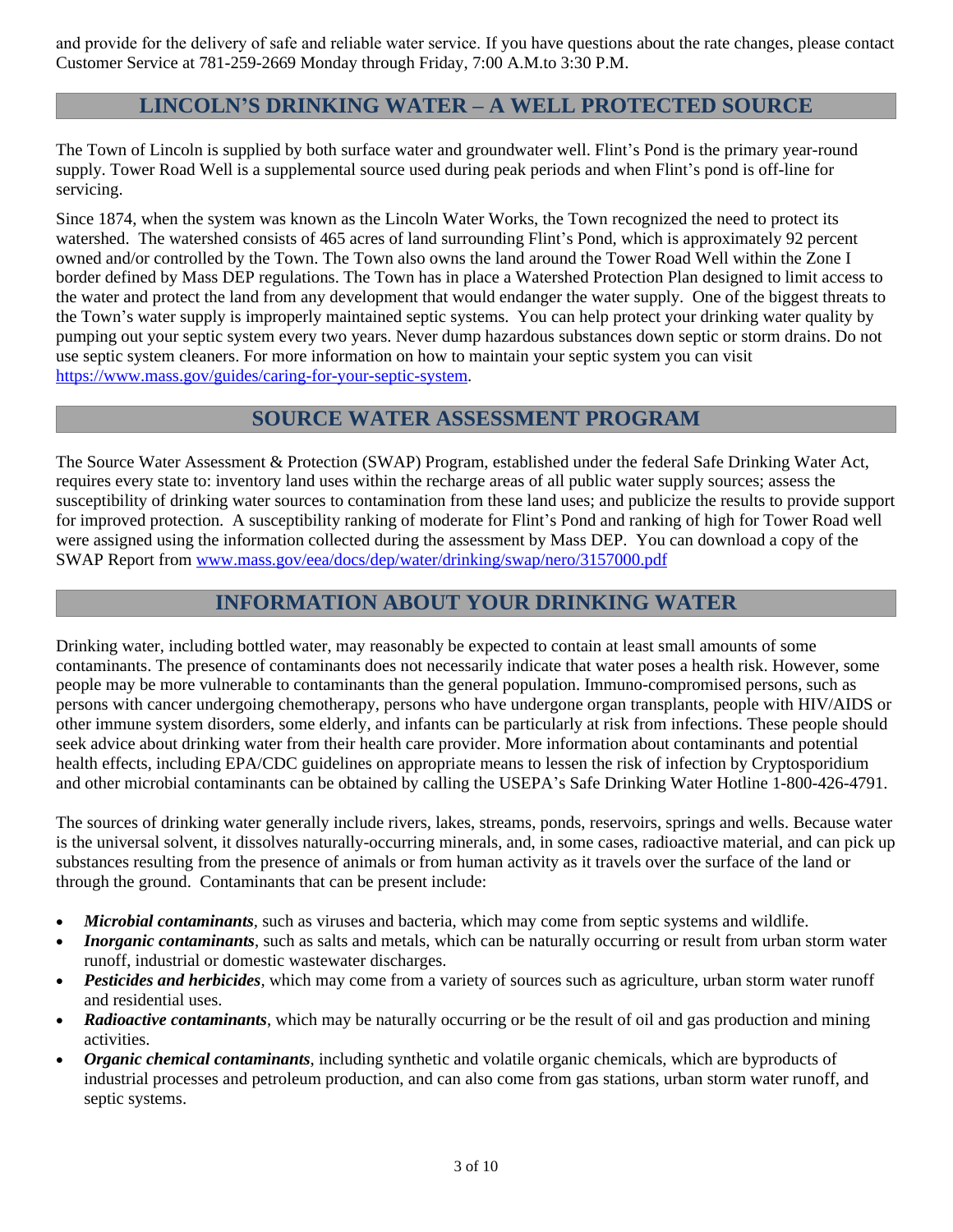and provide for the delivery of safe and reliable water service. If you have questions about the rate changes, please contact Customer Service at 781-259-2669 Monday through Friday, 7:00 A.M.to 3:30 P.M.

## LINCOLN'S DRINKING WATER – A WELL PROTECTED SOURCE

The Town of Lincoln is supplied by both surface water and groundwater well. Flint's Pond is the primary year-round supply. Tower Road Well is a supplemental source used during peak periods and when Flint's pond is off-line for servicing.

Since 1874, when the system was known as the Lincoln Water Works, the Town recognized the need to protect its watershed. The watershed consists of 465 acres of land surrounding Flint's Pond, which is approximately 92 percent owned and/or controlled by the Town. The Town also owns the land around the Tower Road Well within the Zone I border defined by Mass DEP regulations. The Town has in place a Watershed Protection Plan designed to limit access to the water and protect the land from any development that would endanger the water supply. One of the biggest threats to the Town's water supply is improperly maintained septic systems. You can help protect your drinking water quality by pumping out your septic system every two years. Never dump hazardous substances down septic or storm drains. Do not use septic system cleaners. For more information on how to maintain your septic system you can visit [https://www.mass.gov/guides/caring-for-your-septic-system](https://www.mass.gov/guides/caring-for-your-septic-system).

## SOURCE WATER ASSESSMENT PROGRAM

The Source Water Assessment & Protection (SWAP) Program, established under the federal Safe Drinking Water Act, requires every state to: inventory land uses within the recharge areas of all public water supply sources; assess the susceptibility of drinking water sources to contamination from these land uses; and publicize the results to provide support for improved protection. A susceptibility ranking of moderate for Flint's Pond and ranking of high for Tower Road well were assigned using the information collected during the assessment by Mass DEP. You can download a copy of the SWAP Report from [www.mass.gov/eea/docs/dep/water/drinking/swap/nero/3157000.pdf](www.mass.gov/eea/docs/dep/water/drinking/swap/nero/3157000.pdf)

## INFORMATION ABOUT YOUR DRINKING WATER

Drinking water, including bottled water, may reasonably be expected to contain at least small amounts of some contaminants. The presence of contaminants does not necessarily indicate that water poses a health risk. However, some people may be more vulnerable to contaminants than the general population. Immuno-compromised persons, such as persons with cancer undergoing chemotherapy, persons who have undergone organ transplants, people with HIV/AIDS or other immune system disorders, some elderly, and infants can be particularly at risk from infections. These people should seek advice about drinking water from their health care provider. More information about contaminants and potential health effects, including EPA/CDC guidelines on appropriate means to lessen the risk of infection by Cryptosporidium and other microbial contaminants can be obtained by calling the USEPA's Safe Drinking Water Hotline 1-800-426-4791.

The sources of drinking water generally include rivers, lakes, streams, ponds, reservoirs, springs and wells. Because water is the universal solvent, it dissolves naturally-occurring minerals, and, in some cases, radioactive material, and can pick up substances resulting from the presence of animals or from human activity as it travels over the surface of the land or through the ground. Contaminants that can be present include:

- ***Microbial contaminants***, such as viruses and bacteria, which may come from septic systems and wildlife.
- ***Inorganic contaminants***, such as salts and metals, which can be naturally occurring or result from urban storm water runoff, industrial or domestic wastewater discharges.
- ***Pesticides and herbicides***, which may come from a variety of sources such as agriculture, urban storm water runoff and residential uses.
- ***Radioactive contaminants***, which may be naturally occurring or be the result of oil and gas production and mining activities.
- ***Organic chemical contaminants***, including synthetic and volatile organic chemicals, which are byproducts of industrial processes and petroleum production, and can also come from gas stations, urban storm water runoff, and septic systems.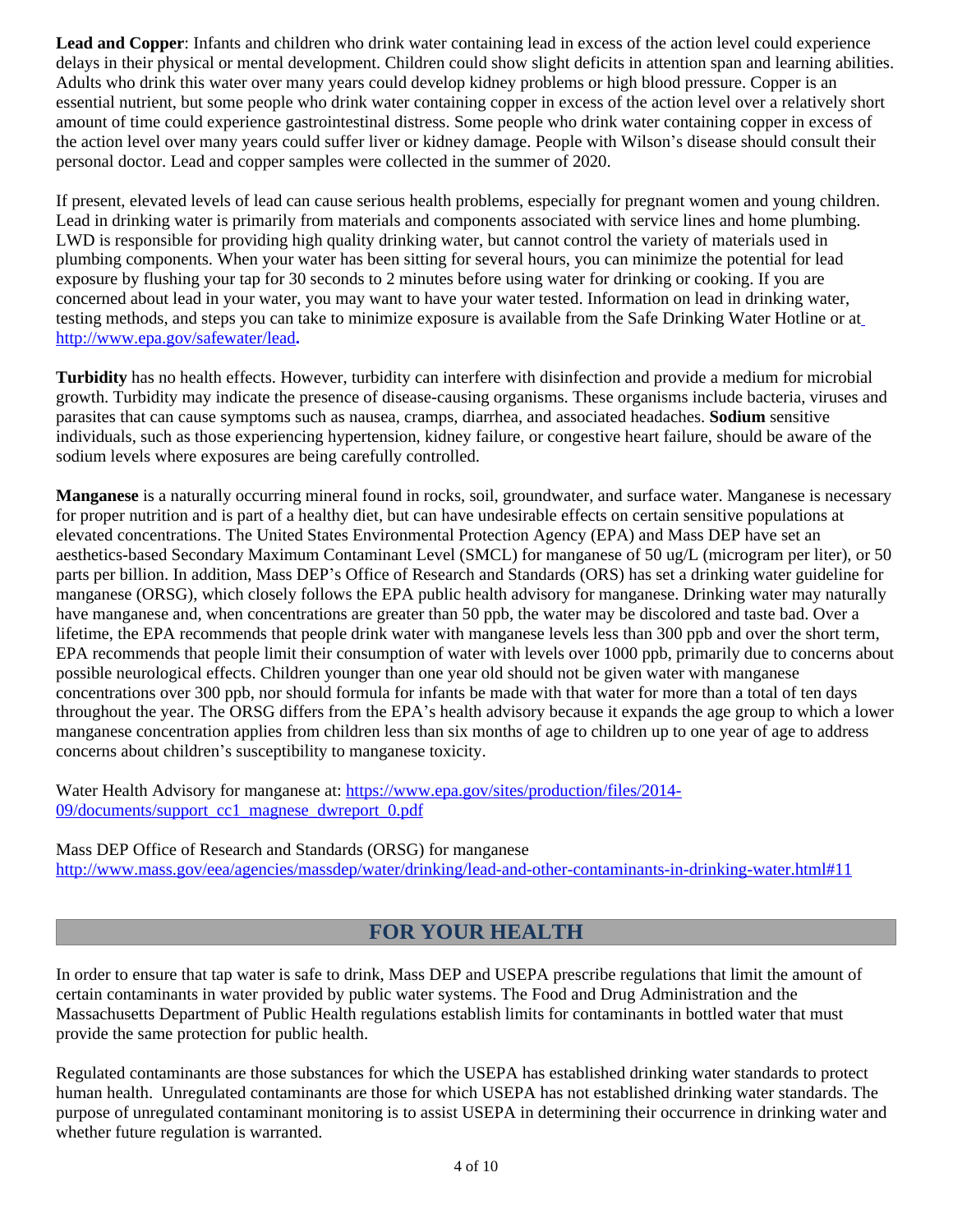**Lead and Copper**: Infants and children who drink water containing lead in excess of the action level could experience delays in their physical or mental development. Children could show slight deficits in attention span and learning abilities. Adults who drink this water over many years could develop kidney problems or high blood pressure. Copper is an essential nutrient, but some people who drink water containing copper in excess of the action level over a relatively short amount of time could experience gastrointestinal distress. Some people who drink water containing copper in excess of the action level over many years could suffer liver or kidney damage. People with Wilson's disease should consult their personal doctor. Lead and copper samples were collected in the summer of 2020.

If present, elevated levels of lead can cause serious health problems, especially for pregnant women and young children. Lead in drinking water is primarily from materials and components associated with service lines and home plumbing. LWD is responsible for providing high quality drinking water, but cannot control the variety of materials used in plumbing components. When your water has been sitting for several hours, you can minimize the potential for lead exposure by flushing your tap for 30 seconds to 2 minutes before using water for drinking or cooking. If you are concerned about lead in your water, you may want to have your water tested. Information on lead in drinking water, testing methods, and steps you can take to minimize exposure is available from the Safe Drinking Water Hotline or at http://www.epa.gov/safewater/lead**.**

**Turbidity** has no health effects. However, turbidity can interfere with disinfection and provide a medium for microbial growth. Turbidity may indicate the presence of disease-causing organisms. These organisms include bacteria, viruses and parasites that can cause symptoms such as nausea, cramps, diarrhea, and associated headaches. **Sodium** sensitive individuals, such as those experiencing hypertension, kidney failure, or congestive heart failure, should be aware of the sodium levels where exposures are being carefully controlled.

**Manganese** is a naturally occurring mineral found in rocks, soil, groundwater, and surface water. Manganese is necessary for proper nutrition and is part of a healthy diet, but can have undesirable effects on certain sensitive populations at elevated concentrations. The United States Environmental Protection Agency (EPA) and Mass DEP have set an aesthetics-based Secondary Maximum Contaminant Level (SMCL) for manganese of 50 ug/L (microgram per liter), or 50 parts per billion. In addition, Mass DEP's Office of Research and Standards (ORS) has set a drinking water guideline for manganese (ORSG), which closely follows the EPA public health advisory for manganese. Drinking water may naturally have manganese and, when concentrations are greater than 50 ppb, the water may be discolored and taste bad. Over a lifetime, the EPA recommends that people drink water with manganese levels less than 300 ppb and over the short term, EPA recommends that people limit their consumption of water with levels over 1000 ppb, primarily due to concerns about possible neurological effects. Children younger than one year old should not be given water with manganese concentrations over 300 ppb, nor should formula for infants be made with that water for more than a total of ten days throughout the year. The ORSG differs from the EPA's health advisory because it expands the age group to which a lower manganese concentration applies from children less than six months of age to children up to one year of age to address concerns about children's susceptibility to manganese toxicity.

Water Health Advisory for manganese at: https://www.epa.gov/sites/production/files/2014-09/documents/support_cc1_magnese_dwreport_0.pdf

Mass DEP Office of Research and Standards (ORSG) for manganese
http://www.mass.gov/eea/agencies/massdep/water/drinking/lead-and-other-contaminants-in-drinking-water.html#11

## FOR YOUR HEALTH

In order to ensure that tap water is safe to drink, Mass DEP and USEPA prescribe regulations that limit the amount of certain contaminants in water provided by public water systems. The Food and Drug Administration and the Massachusetts Department of Public Health regulations establish limits for contaminants in bottled water that must provide the same protection for public health.

Regulated contaminants are those substances for which the USEPA has established drinking water standards to protect human health. Unregulated contaminants are those for which USEPA has not established drinking water standards. The purpose of unregulated contaminant monitoring is to assist USEPA in determining their occurrence in drinking water and whether future regulation is warranted.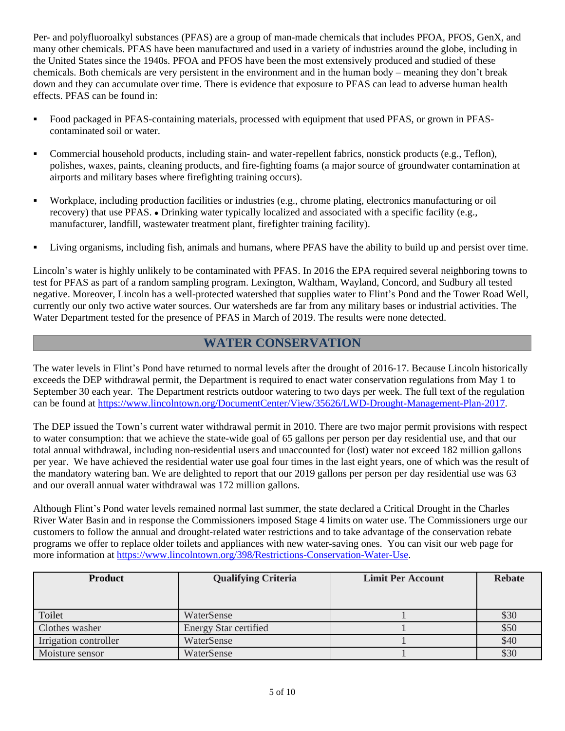Per- and polyfluoroalkyl substances (PFAS) are a group of man-made chemicals that includes PFOA, PFOS, GenX, and many other chemicals. PFAS have been manufactured and used in a variety of industries around the globe, including in the United States since the 1940s. PFOA and PFOS have been the most extensively produced and studied of these chemicals. Both chemicals are very persistent in the environment and in the human body – meaning they don't break down and they can accumulate over time. There is evidence that exposure to PFAS can lead to adverse human health effects. PFAS can be found in:

- Food packaged in PFAS-containing materials, processed with equipment that used PFAS, or grown in PFAS-contaminated soil or water.
- Commercial household products, including stain- and water-repellent fabrics, nonstick products (e.g., Teflon), polishes, waxes, paints, cleaning products, and fire-fighting foams (a major source of groundwater contamination at airports and military bases where firefighting training occurs).
- Workplace, including production facilities or industries (e.g., chrome plating, electronics manufacturing or oil recovery) that use PFAS. • Drinking water typically localized and associated with a specific facility (e.g., manufacturer, landfill, wastewater treatment plant, firefighter training facility).
- Living organisms, including fish, animals and humans, where PFAS have the ability to build up and persist over time.

Lincoln's water is highly unlikely to be contaminated with PFAS. In 2016 the EPA required several neighboring towns to test for PFAS as part of a random sampling program. Lexington, Waltham, Wayland, Concord, and Sudbury all tested negative. Moreover, Lincoln has a well-protected watershed that supplies water to Flint's Pond and the Tower Road Well, currently our only two active water sources. Our watersheds are far from any military bases or industrial activities. The Water Department tested for the presence of PFAS in March of 2019. The results were none detected.

## WATER CONSERVATION

The water levels in Flint's Pond have returned to normal levels after the drought of 2016-17. Because Lincoln historically exceeds the DEP withdrawal permit, the Department is required to enact water conservation regulations from May 1 to September 30 each year. The Department restricts outdoor watering to two days per week. The full text of the regulation can be found at https://www.lincolntown.org/DocumentCenter/View/35626/LWD-Drought-Management-Plan-2017.

The DEP issued the Town's current water withdrawal permit in 2010. There are two major permit provisions with respect to water consumption: that we achieve the state-wide goal of 65 gallons per person per day residential use, and that our total annual withdrawal, including non-residential users and unaccounted for (lost) water not exceed 182 million gallons per year. We have achieved the residential water use goal four times in the last eight years, one of which was the result of the mandatory watering ban. We are delighted to report that our 2019 gallons per person per day residential use was 63 and our overall annual water withdrawal was 172 million gallons.

Although Flint's Pond water levels remained normal last summer, the state declared a Critical Drought in the Charles River Water Basin and in response the Commissioners imposed Stage 4 limits on water use. The Commissioners urge our customers to follow the annual and drought-related water restrictions and to take advantage of the conservation rebate programs we offer to replace older toilets and appliances with new water-saving ones. You can visit our web page for more information at https://www.lincolntown.org/398/Restrictions-Conservation-Water-Use.

| Product | Qualifying Criteria | Limit Per Account | Rebate |
|---|---|---|---|
| Toilet | WaterSense | 1 | $30 |
| Clothes washer | Energy Star certified | 1 | $50 |
| Irrigation controller | WaterSense | 1 | $40 |
| Moisture sensor | WaterSense | 1 | $30 |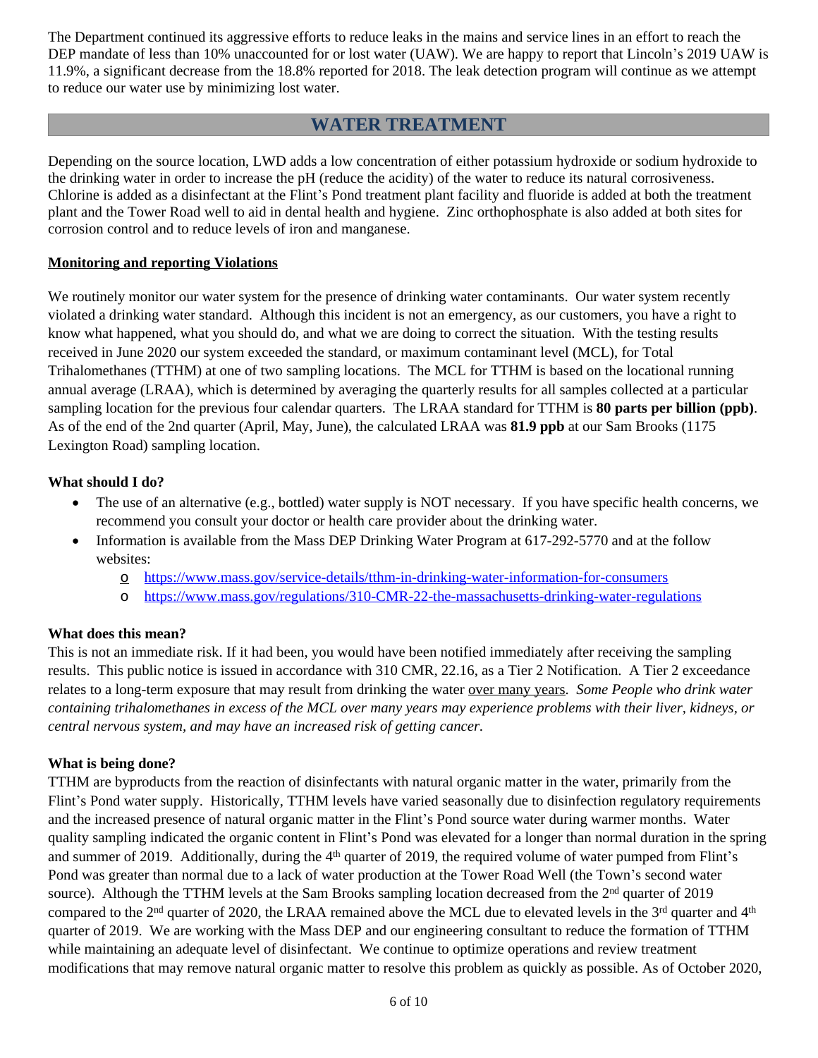The Department continued its aggressive efforts to reduce leaks in the mains and service lines in an effort to reach the DEP mandate of less than 10% unaccounted for or lost water (UAW). We are happy to report that Lincoln's 2019 UAW is 11.9%, a significant decrease from the 18.8% reported for 2018. The leak detection program will continue as we attempt to reduce our water use by minimizing lost water.

## WATER TREATMENT

Depending on the source location, LWD adds a low concentration of either potassium hydroxide or sodium hydroxide to the drinking water in order to increase the pH (reduce the acidity) of the water to reduce its natural corrosiveness. Chlorine is added as a disinfectant at the Flint's Pond treatment plant facility and fluoride is added at both the treatment plant and the Tower Road well to aid in dental health and hygiene. Zinc orthophosphate is also added at both sites for corrosion control and to reduce levels of iron and manganese.

### Monitoring and reporting Violations

We routinely monitor our water system for the presence of drinking water contaminants. Our water system recently violated a drinking water standard. Although this incident is not an emergency, as our customers, you have a right to know what happened, what you should do, and what we are doing to correct the situation. With the testing results received in June 2020 our system exceeded the standard, or maximum contaminant level (MCL), for Total Trihalomethanes (TTHM) at one of two sampling locations. The MCL for TTHM is based on the locational running annual average (LRAA), which is determined by averaging the quarterly results for all samples collected at a particular sampling location for the previous four calendar quarters. The LRAA standard for TTHM is **80 parts per billion (ppb)**. As of the end of the 2nd quarter (April, May, June), the calculated LRAA was **81.9 ppb** at our Sam Brooks (1175 Lexington Road) sampling location.

**What should I do?**

- The use of an alternative (e.g., bottled) water supply is NOT necessary. If you have specific health concerns, we recommend you consult your doctor or health care provider about the drinking water.
- Information is available from the Mass DEP Drinking Water Program at 617-292-5770 and at the follow websites:
  - https://www.mass.gov/service-details/tthm-in-drinking-water-information-for-consumers
  - https://www.mass.gov/regulations/310-CMR-22-the-massachusetts-drinking-water-regulations

**What does this mean?**

This is not an immediate risk. If it had been, you would have been notified immediately after receiving the sampling results. This public notice is issued in accordance with 310 CMR, 22.16, as a Tier 2 Notification. A Tier 2 exceedance relates to a long-term exposure that may result from drinking the water over many years. *Some People who drink water containing trihalomethanes in excess of the MCL over many years may experience problems with their liver, kidneys, or central nervous system, and may have an increased risk of getting cancer.*

**What is being done?**

TTHM are byproducts from the reaction of disinfectants with natural organic matter in the water, primarily from the Flint's Pond water supply. Historically, TTHM levels have varied seasonally due to disinfection regulatory requirements and the increased presence of natural organic matter in the Flint's Pond source water during warmer months. Water quality sampling indicated the organic content in Flint's Pond was elevated for a longer than normal duration in the spring and summer of 2019. Additionally, during the 4th quarter of 2019, the required volume of water pumped from Flint's Pond was greater than normal due to a lack of water production at the Tower Road Well (the Town's second water source). Although the TTHM levels at the Sam Brooks sampling location decreased from the 2nd quarter of 2019 compared to the 2nd quarter of 2020, the LRAA remained above the MCL due to elevated levels in the 3rd quarter and 4th quarter of 2019. We are working with the Mass DEP and our engineering consultant to reduce the formation of TTHM while maintaining an adequate level of disinfectant. We continue to optimize operations and review treatment modifications that may remove natural organic matter to resolve this problem as quickly as possible. As of October 2020,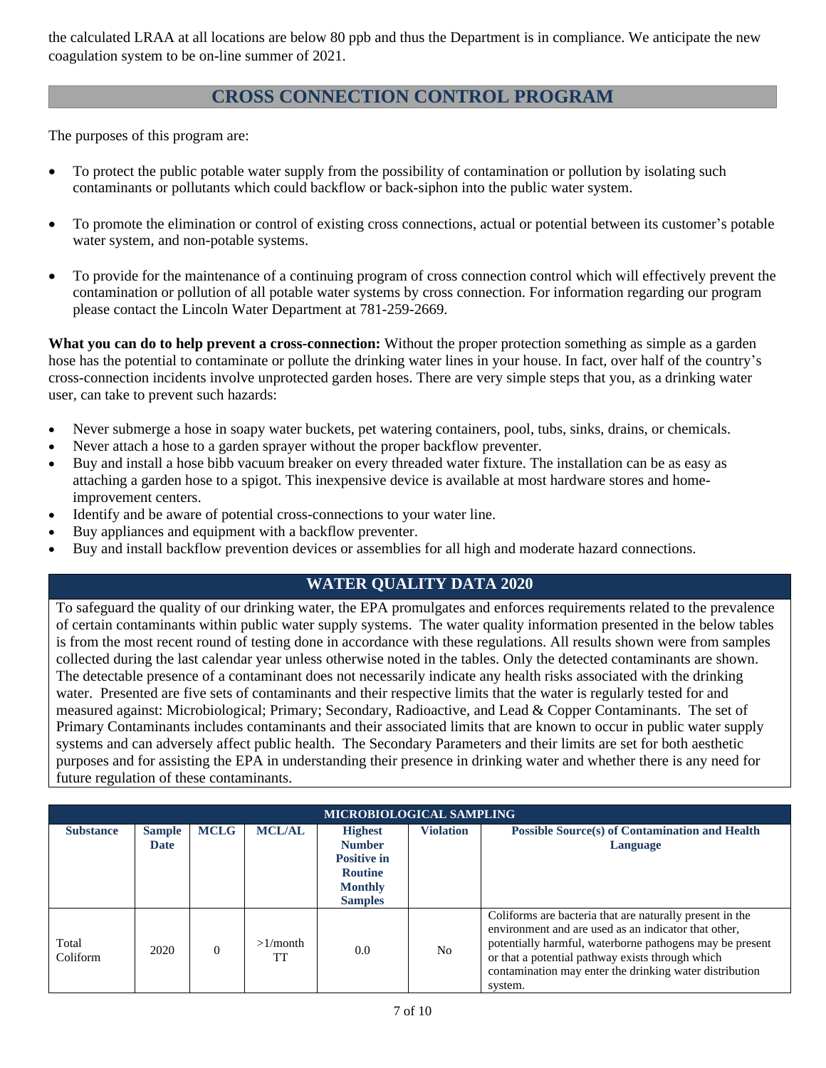the calculated LRAA at all locations are below 80 ppb and thus the Department is in compliance. We anticipate the new coagulation system to be on-line summer of 2021.

## CROSS CONNECTION CONTROL PROGRAM

The purposes of this program are:

- To protect the public potable water supply from the possibility of contamination or pollution by isolating such contaminants or pollutants which could backflow or back-siphon into the public water system.
- To promote the elimination or control of existing cross connections, actual or potential between its customer's potable water system, and non-potable systems.
- To provide for the maintenance of a continuing program of cross connection control which will effectively prevent the contamination or pollution of all potable water systems by cross connection. For information regarding our program please contact the Lincoln Water Department at 781-259-2669.

**What you can do to help prevent a cross-connection:** Without the proper protection something as simple as a garden hose has the potential to contaminate or pollute the drinking water lines in your house. In fact, over half of the country's cross-connection incidents involve unprotected garden hoses. There are very simple steps that you, as a drinking water user, can take to prevent such hazards:

- Never submerge a hose in soapy water buckets, pet watering containers, pool, tubs, sinks, drains, or chemicals.
- Never attach a hose to a garden sprayer without the proper backflow preventer.
- Buy and install a hose bibb vacuum breaker on every threaded water fixture. The installation can be as easy as attaching a garden hose to a spigot. This inexpensive device is available at most hardware stores and home-improvement centers.
- Identify and be aware of potential cross-connections to your water line.
- Buy appliances and equipment with a backflow preventer.
- Buy and install backflow prevention devices or assemblies for all high and moderate hazard connections.

## WATER QUALITY DATA 2020

To safeguard the quality of our drinking water, the EPA promulgates and enforces requirements related to the prevalence of certain contaminants within public water supply systems. The water quality information presented in the below tables is from the most recent round of testing done in accordance with these regulations. All results shown were from samples collected during the last calendar year unless otherwise noted in the tables. Only the detected contaminants are shown. The detectable presence of a contaminant does not necessarily indicate any health risks associated with the drinking water. Presented are five sets of contaminants and their respective limits that the water is regularly tested for and measured against: Microbiological; Primary; Secondary, Radioactive, and Lead & Copper Contaminants. The set of Primary Contaminants includes contaminants and their associated limits that are known to occur in public water supply systems and can adversely affect public health. The Secondary Parameters and their limits are set for both aesthetic purposes and for assisting the EPA in understanding their presence in drinking water and whether there is any need for future regulation of these contaminants.

| MICROBIOLOGICAL SAMPLING | | | | | | |
|---|---|---|---|---|---|---|
| **Substance** | **Sample Date** | **MCLG** | **MCL/AL** | **Highest Number Positive in Routine Monthly Samples** | **Violation** | **Possible Source(s) of Contamination and Health Language** |
| Total Coliform | 2020 | 0 | >1/month TT | 0.0 | No | Coliforms are bacteria that are naturally present in the environment and are used as an indicator that other, potentially harmful, waterborne pathogens may be present or that a potential pathway exists through which contamination may enter the drinking water distribution system. |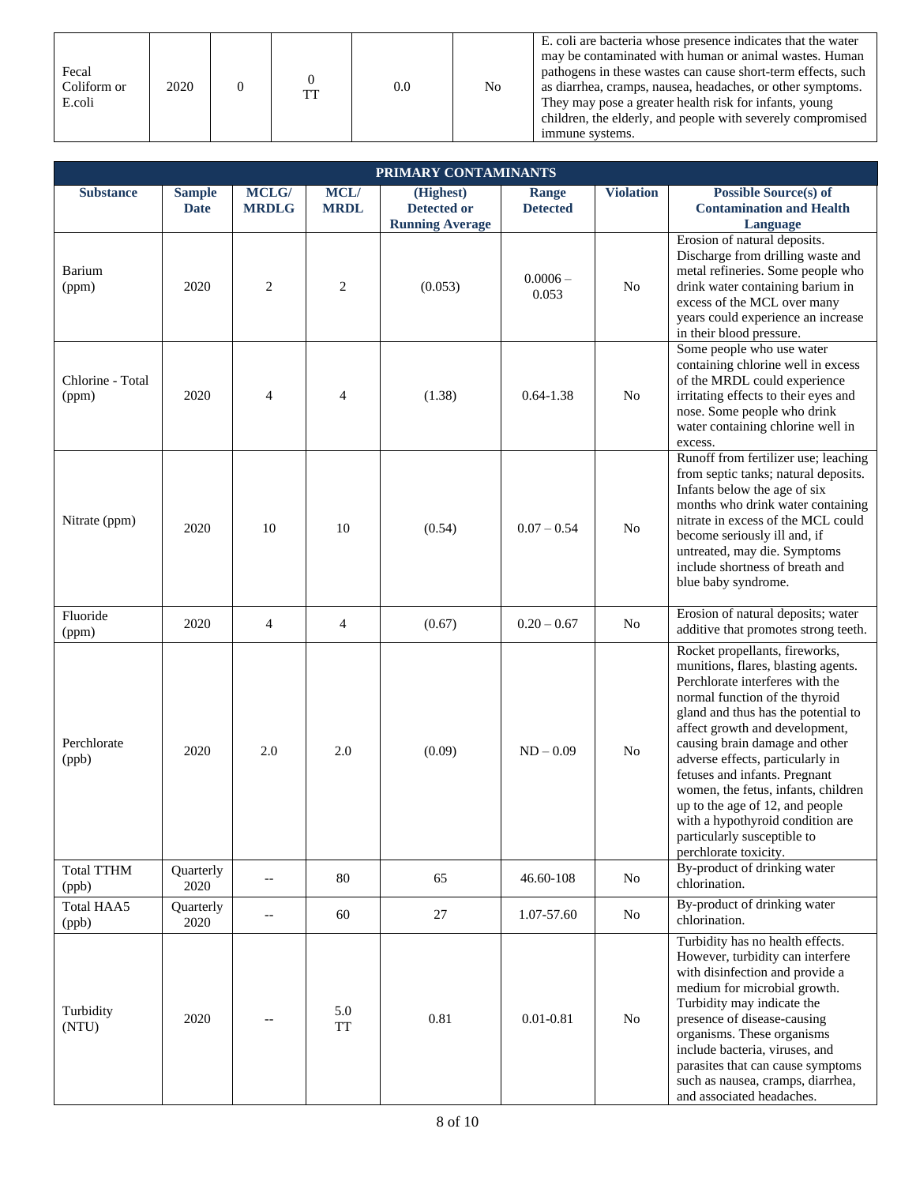| Fecal Coliform or E.coli | 2020 | 0 | 0 TT | 0.0 | No | E. coli are bacteria whose presence indicates that the water may be contaminated with human or animal wastes. Human pathogens in these wastes can cause short-term effects, such as diarrhea, cramps, nausea, headaches, or other symptoms. They may pose a greater health risk for infants, young children, the elderly, and people with severely compromised immune systems. |
|---|---|---|---|---|---|---|

| PRIMARY CONTAMINANTS | | | | | | | |
|---|---|---|---|---|---|---|---|
| **Substance** | **Sample Date** | **MCLG/ MRDLG** | **MCL/ MRDL** | ***(Highest)* Detected or Running Average** | **Range Detected** | **Violation** | **Possible Source(s) of Contamination and Health Language** |
| Barium (ppm) | 2020 | 2 | 2 | (0.053) | 0.0006 – 0.053 | No | Erosion of natural deposits. Discharge from drilling waste and metal refineries. Some people who drink water containing barium in excess of the MCL over many years could experience an increase in their blood pressure. |
| Chlorine - Total (ppm) | 2020 | 4 | 4 | (1.38) | 0.64-1.38 | No | Some people who use water containing chlorine well in excess of the MRDL could experience irritating effects to their eyes and nose. Some people who drink water containing chlorine well in excess. |
| Nitrate (ppm) | 2020 | 10 | 10 | (0.54) | 0.07 – 0.54 | No | Runoff from fertilizer use; leaching from septic tanks; natural deposits. Infants below the age of six months who drink water containing nitrate in excess of the MCL could become seriously ill and, if untreated, may die. Symptoms include shortness of breath and blue baby syndrome. |
| Fluoride (ppm) | 2020 | 4 | 4 | (0.67) | 0.20 – 0.67 | No | Erosion of natural deposits; water additive that promotes strong teeth. |
| Perchlorate (ppb) | 2020 | 2.0 | 2.0 | (0.09) | ND – 0.09 | No | Rocket propellants, fireworks, munitions, flares, blasting agents. Perchlorate interferes with the normal function of the thyroid gland and thus has the potential to affect growth and development, causing brain damage and other adverse effects, particularly in fetuses and infants. Pregnant women, the fetus, infants, children up to the age of 12, and people with a hypothyroid condition are particularly susceptible to perchlorate toxicity. |
| Total TTHM (ppb) | Quarterly 2020 | -- | 80 | 65 | 46.60-108 | No | By-product of drinking water chlorination. |
| Total HAA5 (ppb) | Quarterly 2020 | -- | 60 | 27 | 1.07-57.60 | No | By-product of drinking water chlorination. |
| Turbidity (NTU) | 2020 | -- | 5.0 TT | 0.81 | 0.01-0.81 | No | Turbidity has no health effects. However, turbidity can interfere with disinfection and provide a medium for microbial growth. Turbidity may indicate the presence of disease-causing organisms. These organisms include bacteria, viruses, and parasites that can cause symptoms such as nausea, cramps, diarrhea, and associated headaches. |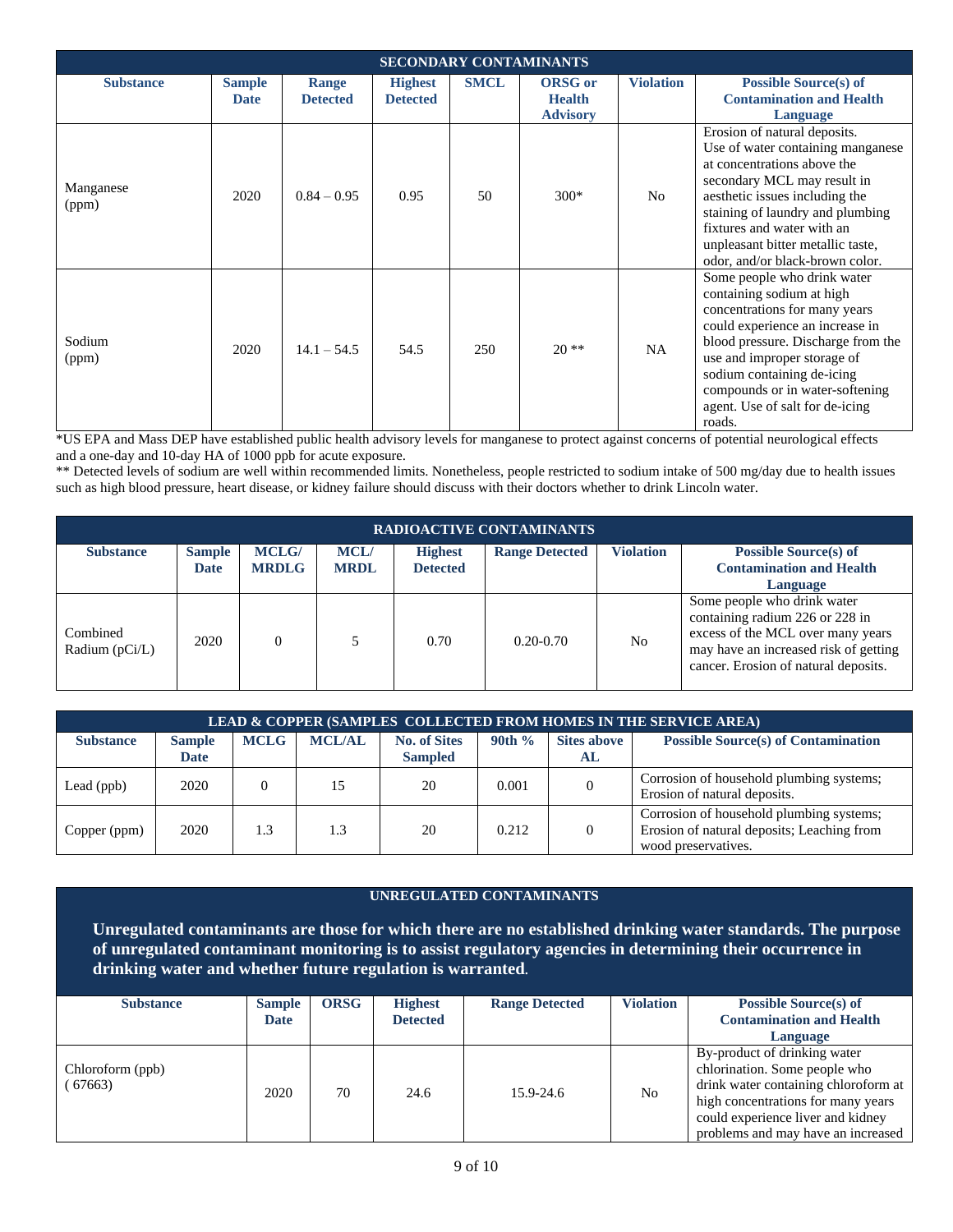| SECONDARY CONTAMINANTS | | | | | | | |
|---|---|---|---|---|---|---|---|
| **Substance** | **Sample Date** | **Range Detected** | **Highest Detected** | **SMCL** | **ORSG or Health Advisory** | **Violation** | **Possible Source(s) of Contamination and Health Language** |
| Manganese (ppm) | 2020 | 0.84 – 0.95 | 0.95 | 50 | 300* | No | Erosion of natural deposits. Use of water containing manganese at concentrations above the secondary MCL may result in aesthetic issues including the staining of laundry and plumbing fixtures and water with an unpleasant bitter metallic taste, odor, and/or black-brown color. |
| Sodium (ppm) | 2020 | 14.1 – 54.5 | 54.5 | 250 | 20 ** | NA | Some people who drink water containing sodium at high concentrations for many years could experience an increase in blood pressure. Discharge from the use and improper storage of sodium containing de-icing compounds or in water-softening agent. Use of salt for de-icing roads. |

*US EPA and Mass DEP have established public health advisory levels for manganese to protect against concerns of potential neurological effects and a one-day and 10-day HA of 1000 ppb for acute exposure.

** Detected levels of sodium are well within recommended limits. Nonetheless, people restricted to sodium intake of 500 mg/day due to health issues such as high blood pressure, heart disease, or kidney failure should discuss with their doctors whether to drink Lincoln water.

| RADIOACTIVE CONTAMINANTS | | | | | | | |
|---|---|---|---|---|---|---|---|
| **Substance** | **Sample Date** | **MCLG/ MRDLG** | **MCL/ MRDL** | **Highest Detected** | **Range Detected** | **Violation** | **Possible Source(s) of Contamination and Health Language** |
| Combined Radium (pCi/L) | 2020 | 0 | 5 | 0.70 | 0.20-0.70 | No | Some people who drink water containing radium 226 or 228 in excess of the MCL over many years may have an increased risk of getting cancer. Erosion of natural deposits. |

| LEAD & COPPER (SAMPLES COLLECTED FROM HOMES IN THE SERVICE AREA) | | | | | | | |
|---|---|---|---|---|---|---|---|
| **Substance** | **Sample Date** | **MCLG** | **MCL/AL** | **No. of Sites Sampled** | **90th %** | **Sites above AL** | **Possible Source(s) of Contamination** |
| Lead (ppb) | 2020 | 0 | 15 | 20 | 0.001 | 0 | Corrosion of household plumbing systems; Erosion of natural deposits. |
| Copper (ppm) | 2020 | 1.3 | 1.3 | 20 | 0.212 | 0 | Corrosion of household plumbing systems; Erosion of natural deposits; Leaching from wood preservatives. |

**UNREGULATED CONTAMINANTS**

**Unregulated contaminants are those for which there are no established drinking water standards. The purpose of unregulated contaminant monitoring is to assist regulatory agencies in determining their occurrence in drinking water and whether future regulation is warranted.**

| **Substance** | **Sample Date** | **ORSG** | **Highest Detected** | **Range Detected** | **Violation** | **Possible Source(s) of Contamination and Health Language** |
|---|---|---|---|---|---|---|
| Chloroform (ppb) ( 67663) | 2020 | 70 | 24.6 | 15.9-24.6 | No | By-product of drinking water chlorination. Some people who drink water containing chloroform at high concentrations for many years could experience liver and kidney problems and may have an increased |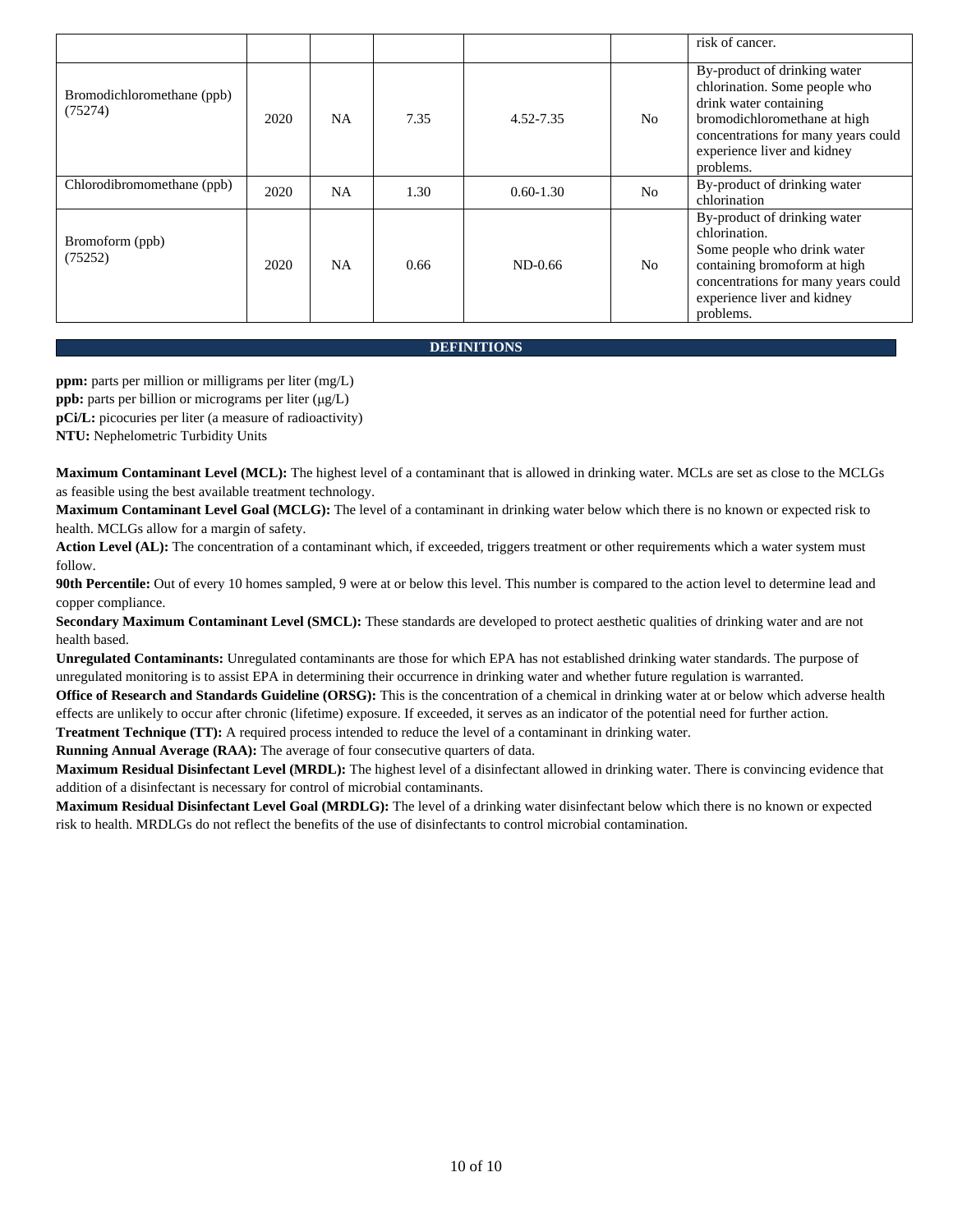| | | | | | | |
|---|---|---|---|---|---|---|
| | | | | | | risk of cancer. |
| Bromodichloromethane (ppb) (75274) | 2020 | NA | 7.35 | 4.52-7.35 | No | By-product of drinking water chlorination. Some people who drink water containing bromodichloromethane at high concentrations for many years could experience liver and kidney problems. |
| Chlorodibromomethane (ppb) | 2020 | NA | 1.30 | 0.60-1.30 | No | By-product of drinking water chlorination |
| Bromoform (ppb) (75252) | 2020 | NA | 0.66 | ND-0.66 | No | By-product of drinking water chlorination. Some people who drink water containing bromoform at high concentrations for many years could experience liver and kidney problems. |

## DEFINITIONS

**ppm:** parts per million or milligrams per liter (mg/L)
**ppb:** parts per billion or micrograms per liter (μg/L)
**pCi/L:** picocuries per liter (a measure of radioactivity)
**NTU:** Nephelometric Turbidity Units

**Maximum Contaminant Level (MCL):** The highest level of a contaminant that is allowed in drinking water. MCLs are set as close to the MCLGs as feasible using the best available treatment technology.
**Maximum Contaminant Level Goal (MCLG):** The level of a contaminant in drinking water below which there is no known or expected risk to health. MCLGs allow for a margin of safety.
**Action Level (AL):** The concentration of a contaminant which, if exceeded, triggers treatment or other requirements which a water system must follow.
**90th Percentile:** Out of every 10 homes sampled, 9 were at or below this level. This number is compared to the action level to determine lead and copper compliance.
**Secondary Maximum Contaminant Level (SMCL):** These standards are developed to protect aesthetic qualities of drinking water and are not health based.
**Unregulated Contaminants:** Unregulated contaminants are those for which EPA has not established drinking water standards. The purpose of unregulated monitoring is to assist EPA in determining their occurrence in drinking water and whether future regulation is warranted.
**Office of Research and Standards Guideline (ORSG):** This is the concentration of a chemical in drinking water at or below which adverse health effects are unlikely to occur after chronic (lifetime) exposure. If exceeded, it serves as an indicator of the potential need for further action.
**Treatment Technique (TT):** A required process intended to reduce the level of a contaminant in drinking water.
**Running Annual Average (RAA):** The average of four consecutive quarters of data.
**Maximum Residual Disinfectant Level (MRDL):** The highest level of a disinfectant allowed in drinking water. There is convincing evidence that addition of a disinfectant is necessary for control of microbial contaminants.
**Maximum Residual Disinfectant Level Goal (MRDLG):** The level of a drinking water disinfectant below which there is no known or expected risk to health. MRDLGs do not reflect the benefits of the use of disinfectants to control microbial contamination.